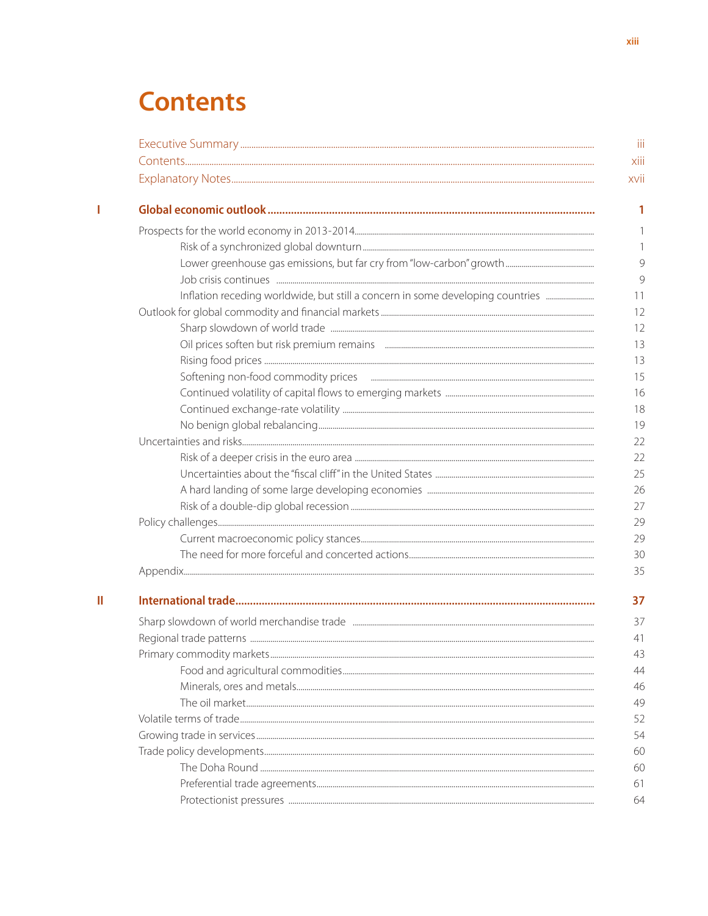# Contents

| | | |
|---|---|---|
| | Executive Summary | iii |
| | Contents | xiii |
| | Explanatory Notes | xvii |
| **I** | **Global economic outlook** | **1** |
| | Prospects for the world economy in 2013-2014 | 1 |
| | Risk of a synchronized global downturn | 1 |
| | Lower greenhouse gas emissions, but far cry from "low-carbon" growth | 9 |
| | Job crisis continues | 9 |
| | Inflation receding worldwide, but still a concern in some developing countries | 11 |
| | Outlook for global commodity and financial markets | 12 |
| | Sharp slowdown of world trade | 12 |
| | Oil prices soften but risk premium remains | 13 |
| | Rising food prices | 13 |
| | Softening non-food commodity prices | 15 |
| | Continued volatility of capital flows to emerging markets | 16 |
| | Continued exchange-rate volatility | 18 |
| | No benign global rebalancing | 19 |
| | Uncertainties and risks | 22 |
| | Risk of a deeper crisis in the euro area | 22 |
| | Uncertainties about the "fiscal cliff" in the United States | 25 |
| | A hard landing of some large developing economies | 26 |
| | Risk of a double-dip global recession | 27 |
| | Policy challenges | 29 |
| | Current macroeconomic policy stances | 29 |
| | The need for more forceful and concerted actions | 30 |
| | Appendix | 35 |
| **II** | **International trade** | **37** |
| | Sharp slowdown of world merchandise trade | 37 |
| | Regional trade patterns | 41 |
| | Primary commodity markets | 43 |
| | Food and agricultural commodities | 44 |
| | Minerals, ores and metals | 46 |
| | The oil market | 49 |
| | Volatile terms of trade | 52 |
| | Growing trade in services | 54 |
| | Trade policy developments | 60 |
| | The Doha Round | 60 |
| | Preferential trade agreements | 61 |
| | Protectionist pressures | 64 |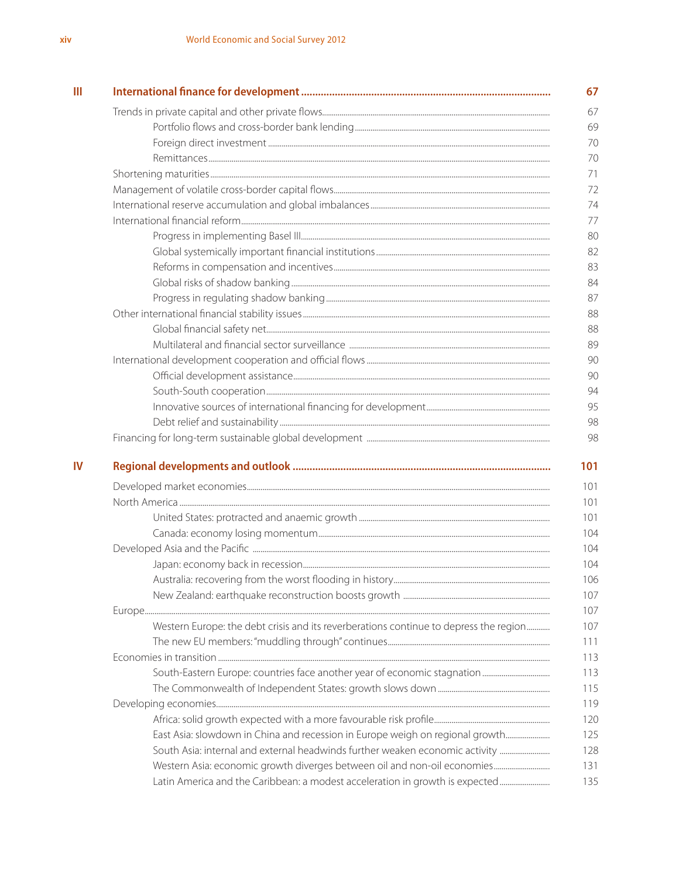| | | |
|---|---|---|
| **III** | **International finance for development** | **67** |
| | Trends in private capital and other private flows | 67 |
| | Portfolio flows and cross-border bank lending | 69 |
| | Foreign direct investment | 70 |
| | Remittances | 70 |
| | Shortening maturities | 71 |
| | Management of volatile cross-border capital flows | 72 |
| | International reserve accumulation and global imbalances | 74 |
| | International financial reform | 77 |
| | Progress in implementing Basel III | 80 |
| | Global systemically important financial institutions | 82 |
| | Reforms in compensation and incentives | 83 |
| | Global risks of shadow banking | 84 |
| | Progress in regulating shadow banking | 87 |
| | Other international financial stability issues | 88 |
| | Global financial safety net | 88 |
| | Multilateral and financial sector surveillance | 89 |
| | International development cooperation and official flows | 90 |
| | Official development assistance | 90 |
| | South-South cooperation | 94 |
| | Innovative sources of international financing for development | 95 |
| | Debt relief and sustainability | 98 |
| | Financing for long-term sustainable global development | 98 |
| **IV** | **Regional developments and outlook** | **101** |
| | Developed market economies | 101 |
| | North America | 101 |
| | United States: protracted and anaemic growth | 101 |
| | Canada: economy losing momentum | 104 |
| | Developed Asia and the Pacific | 104 |
| | Japan: economy back in recession | 104 |
| | Australia: recovering from the worst flooding in history | 106 |
| | New Zealand: earthquake reconstruction boosts growth | 107 |
| | Europe | 107 |
| | Western Europe: the debt crisis and its reverberations continue to depress the region | 107 |
| | The new EU members: "muddling through" continues | 111 |
| | Economies in transition | 113 |
| | South-Eastern Europe: countries face another year of economic stagnation | 113 |
| | The Commonwealth of Independent States: growth slows down | 115 |
| | Developing economies | 119 |
| | Africa: solid growth expected with a more favourable risk profile | 120 |
| | East Asia: slowdown in China and recession in Europe weigh on regional growth | 125 |
| | South Asia: internal and external headwinds further weaken economic activity | 128 |
| | Western Asia: economic growth diverges between oil and non-oil economies | 131 |
| | Latin America and the Caribbean: a modest acceleration in growth is expected | 135 |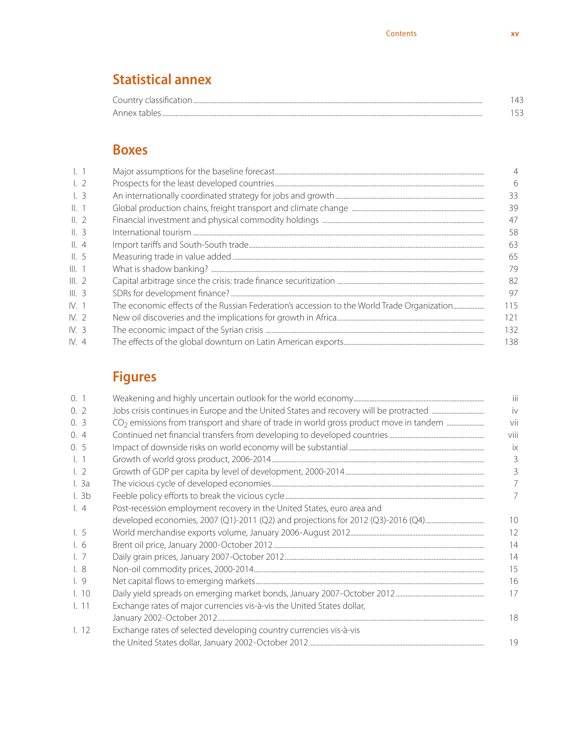## Statistical annex

| | |
|---|---|
| Country classification | 143 |
| Annex tables | 153 |

## Boxes

| | | |
|---|---|---|
| I. 1 | Major assumptions for the baseline forecast | 4 |
| I. 2 | Prospects for the least developed countries | 6 |
| I. 3 | An internationally coordinated strategy for jobs and growth | 33 |
| II. 1 | Global production chains, freight transport and climate change | 39 |
| II. 2 | Financial investment and physical commodity holdings | 47 |
| II. 3 | International tourism | 58 |
| II. 4 | Import tariffs and South-South trade | 63 |
| II. 5 | Measuring trade in value added | 65 |
| III. 1 | What is shadow banking? | 79 |
| III. 2 | Capital arbitrage since the crisis: trade finance securitization | 82 |
| III. 3 | SDRs for development finance? | 97 |
| IV. 1 | The economic effects of the Russian Federation's accession to the World Trade Organization | 115 |
| IV. 2 | New oil discoveries and the implications for growth in Africa | 121 |
| IV. 3 | The economic impact of the Syrian crisis | 132 |
| IV. 4 | The effects of the global downturn on Latin American exports | 138 |

## Figures

| | | |
|---|---|---|
| 0. 1 | Weakening and highly uncertain outlook for the world economy | iii |
| 0. 2 | Jobs crisis continues in Europe and the United States and recovery will be protracted | iv |
| 0. 3 | $CO_2$ emissions from transport and share of trade in world gross product move in tandem | vii |
| 0. 4 | Continued net financial transfers from developing to developed countries | viii |
| 0. 5 | Impact of downside risks on world economy will be substantial | ix |
| I. 1 | Growth of world gross product, 2006-2014 | 3 |
| I. 2 | Growth of GDP per capita by level of development, 2000-2014 | 3 |
| I. 3a | The vicious cycle of developed economies | 7 |
| I. 3b | Feeble policy efforts to break the vicious cycle | 7 |
| I. 4 | Post-recession employment recovery in the United States, euro area and developed economies, 2007 (Q1)-2011 (Q2) and projections for 2012 (Q3)-2016 (Q4) | 10 |
| I. 5 | World merchandise exports volume, January 2006-August 2012 | 12 |
| I. 6 | Brent oil price, January 2000-October 2012 | 14 |
| I. 7 | Daily grain prices, January 2007-October 2012 | 14 |
| I. 8 | Non-oil commodity prices, 2000-2014 | 15 |
| I. 9 | Net capital flows to emerging markets | 16 |
| I. 10 | Daily yield spreads on emerging market bonds, January 2007-October 2012 | 17 |
| I. 11 | Exchange rates of major currencies vis-à-vis the United States dollar, January 2002-October 2012 | 18 |
| I. 12 | Exchange rates of selected developing country currencies vis-à-vis the United States dollar, January 2002-October 2012 | 19 |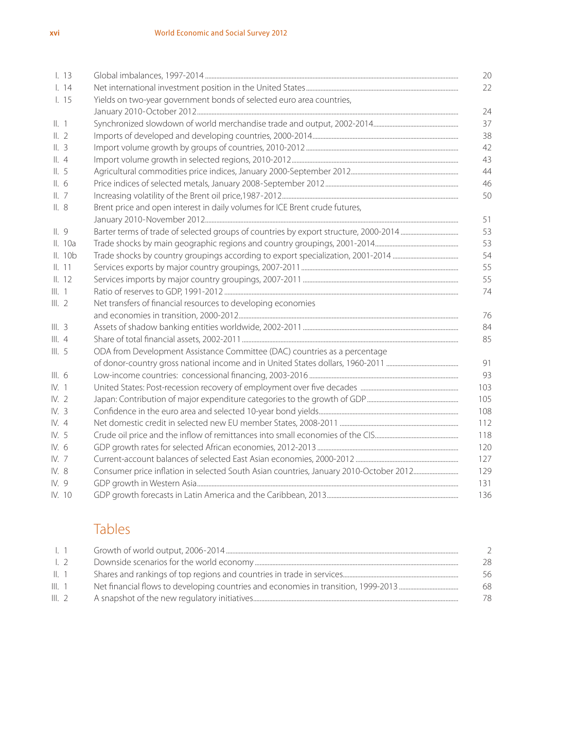| | | |
|---|---|---|
| I. 13 | Global imbalances, 1997-2014 | 20 |
| I. 14 | Net international investment position in the United States | 22 |
| I. 15 | Yields on two-year government bonds of selected euro area countries, January 2010-October 2012 | 24 |
| II. 1 | Synchronized slowdown of world merchandise trade and output, 2002-2014 | 37 |
| II. 2 | Imports of developed and developing countries, 2000-2014 | 38 |
| II. 3 | Import volume growth by groups of countries, 2010-2012 | 42 |
| II. 4 | Import volume growth in selected regions, 2010-2012 | 43 |
| II. 5 | Agricultural commodities price indices, January 2000-September 2012 | 44 |
| II. 6 | Price indices of selected metals, January 2008-September 2012 | 46 |
| II. 7 | Increasing volatility of the Brent oil price,1987-2012 | 50 |
| II. 8 | Brent price and open interest in daily volumes for ICE Brent crude futures, January 2010-November 2012 | 51 |
| II. 9 | Barter terms of trade of selected groups of countries by export structure, 2000-2014 | 53 |
| II. 10a | Trade shocks by main geographic regions and country groupings, 2001-2014 | 53 |
| II. 10b | Trade shocks by country groupings according to export specialization, 2001-2014 | 54 |
| II. 11 | Services exports by major country groupings, 2007-2011 | 55 |
| II. 12 | Services imports by major country groupings, 2007-2011 | 55 |
| III. 1 | Ratio of reserves to GDP, 1991-2012 | 74 |
| III. 2 | Net transfers of financial resources to developing economies and economies in transition, 2000-2012 | 76 |
| III. 3 | Assets of shadow banking entities worldwide, 2002-2011 | 84 |
| III. 4 | Share of total financial assets, 2002-2011 | 85 |
| III. 5 | ODA from Development Assistance Committee (DAC) countries as a percentage of donor-country gross national income and in United States dollars, 1960-2011 | 91 |
| III. 6 | Low-income countries: concessional financing, 2003-2016 | 93 |
| IV. 1 | United States: Post-recession recovery of employment over five decades | 103 |
| IV. 2 | Japan: Contribution of major expenditure categories to the growth of GDP | 105 |
| IV. 3 | Confidence in the euro area and selected 10-year bond yields | 108 |
| IV. 4 | Net domestic credit in selected new EU member States, 2008-2011 | 112 |
| IV. 5 | Crude oil price and the inflow of remittances into small economies of the CIS | 118 |
| IV. 6 | GDP growth rates for selected African economies, 2012-2013 | 120 |
| IV. 7 | Current-account balances of selected East Asian economies, 2000-2012 | 127 |
| IV. 8 | Consumer price inflation in selected South Asian countries, January 2010-October 2012 | 129 |
| IV. 9 | GDP growth in Western Asia | 131 |
| IV. 10 | GDP growth forecasts in Latin America and the Caribbean, 2013 | 136 |

## Tables

| | | |
|---|---|---|
| I. 1 | Growth of world output, 2006-2014 | 2 |
| I. 2 | Downside scenarios for the world economy | 28 |
| II. 1 | Shares and rankings of top regions and countries in trade in services | 56 |
| III. 1 | Net financial flows to developing countries and economies in transition, 1999-2013 | 68 |
| III. 2 | A snapshot of the new regulatory initiatives | 78 |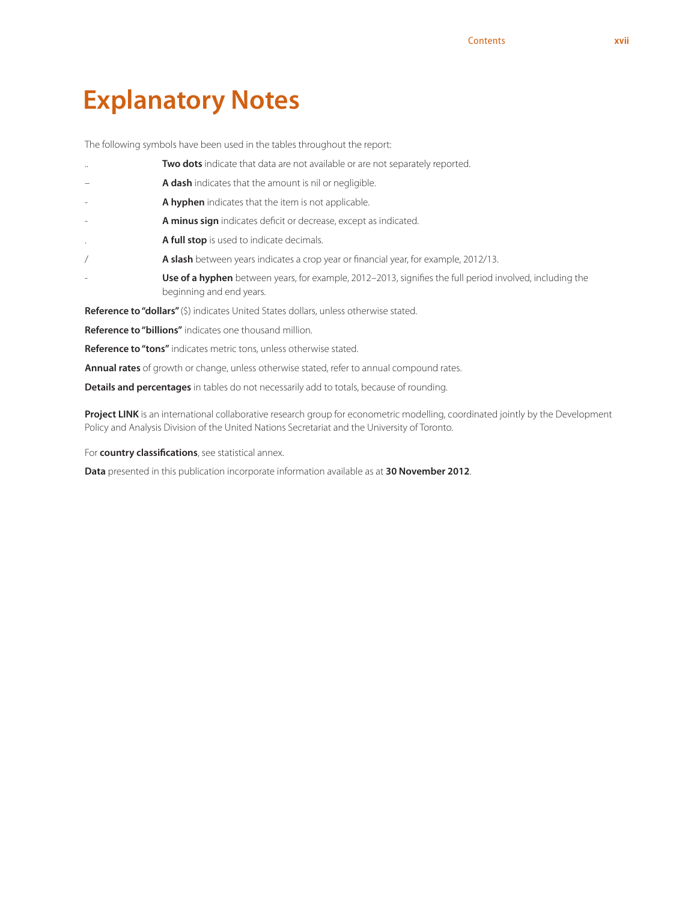# Explanatory Notes

The following symbols have been used in the tables throughout the report:

| | |
|---|---|
| .. | **Two dots** indicate that data are not available or are not separately reported. |
| – | **A dash** indicates that the amount is nil or negligible. |
| - | **A hyphen** indicates that the item is not applicable. |
| - | **A minus sign** indicates deficit or decrease, except as indicated. |
| . | **A full stop** is used to indicate decimals. |
| / | **A slash** between years indicates a crop year or financial year, for example, 2012/13. |
| - | **Use of a hyphen** between years, for example, 2012–2013, signifies the full period involved, including the beginning and end years. |

**Reference to "dollars"** ($) indicates United States dollars, unless otherwise stated.

**Reference to "billions"** indicates one thousand million.

**Reference to "tons"** indicates metric tons, unless otherwise stated.

**Annual rates** of growth or change, unless otherwise stated, refer to annual compound rates.

**Details and percentages** in tables do not necessarily add to totals, because of rounding.

**Project LINK** is an international collaborative research group for econometric modelling, coordinated jointly by the Development Policy and Analysis Division of the United Nations Secretariat and the University of Toronto.

For **country classifications**, see statistical annex.

**Data** presented in this publication incorporate information available as at **30 November 2012**.